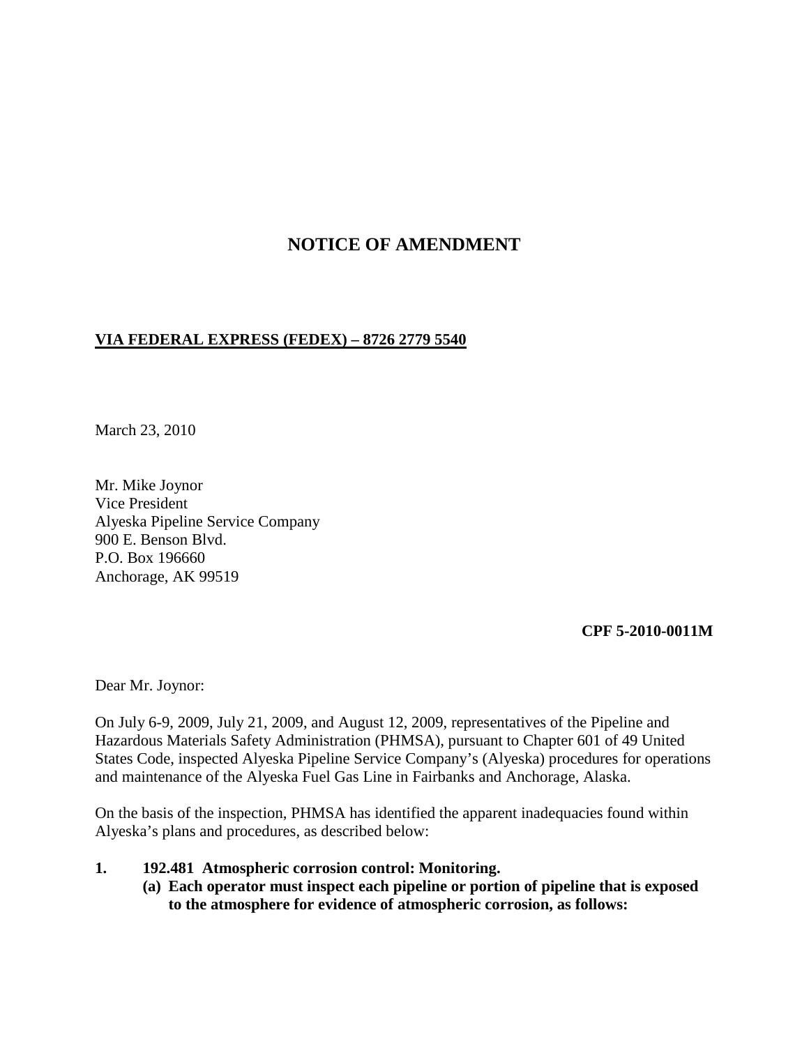# NOTICE OF AMENDMENT

**VIA FEDERAL EXPRESS (FEDEX) – 8726 2779 5540**

March 23, 2010

Mr. Mike Joynor
Vice President
Alyeska Pipeline Service Company
900 E. Benson Blvd.
P.O. Box 196660
Anchorage, AK 99519

**CPF 5-2010-0011M**

Dear Mr. Joynor:

On July 6-9, 2009, July 21, 2009, and August 12, 2009, representatives of the Pipeline and Hazardous Materials Safety Administration (PHMSA), pursuant to Chapter 601 of 49 United States Code, inspected Alyeska Pipeline Service Company's (Alyeska) procedures for operations and maintenance of the Alyeska Fuel Gas Line in Fairbanks and Anchorage, Alaska.

On the basis of the inspection, PHMSA has identified the apparent inadequacies found within Alyeska's plans and procedures, as described below:

1. **192.481 Atmospheric corrosion control: Monitoring.**
   **(a) Each operator must inspect each pipeline or portion of pipeline that is exposed to the atmosphere for evidence of atmospheric corrosion, as follows:**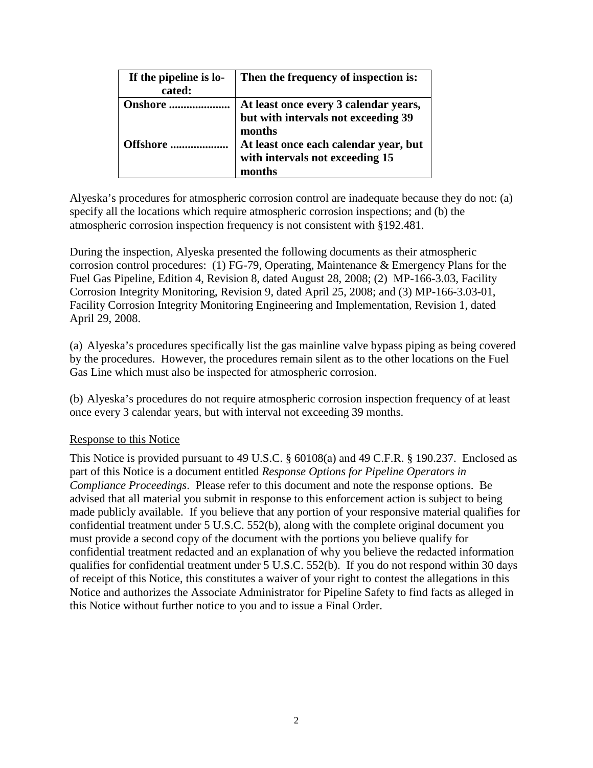| **If the pipeline is located:** | **Then the frequency of inspection is:** |
|---|---|
| **Onshore ....................** | **At least once every 3 calendar years, but with intervals not exceeding 39 months** |
| **Offshore ...................** | **At least once each calendar year, but with intervals not exceeding 15 months** |

Alyeska's procedures for atmospheric corrosion control are inadequate because they do not: (a) specify all the locations which require atmospheric corrosion inspections; and (b) the atmospheric corrosion inspection frequency is not consistent with §192.481.

During the inspection, Alyeska presented the following documents as their atmospheric corrosion control procedures: (1) FG-79, Operating, Maintenance & Emergency Plans for the Fuel Gas Pipeline, Edition 4, Revision 8, dated August 28, 2008; (2) MP-166-3.03, Facility Corrosion Integrity Monitoring, Revision 9, dated April 25, 2008; and (3) MP-166-3.03-01, Facility Corrosion Integrity Monitoring Engineering and Implementation, Revision 1, dated April 29, 2008.

(a) Alyeska's procedures specifically list the gas mainline valve bypass piping as being covered by the procedures. However, the procedures remain silent as to the other locations on the Fuel Gas Line which must also be inspected for atmospheric corrosion.

(b) Alyeska's procedures do not require atmospheric corrosion inspection frequency of at least once every 3 calendar years, but with interval not exceeding 39 months.

<u>Response to this Notice</u>

This Notice is provided pursuant to 49 U.S.C. § 60108(a) and 49 C.F.R. § 190.237. Enclosed as part of this Notice is a document entitled *Response Options for Pipeline Operators in Compliance Proceedings*. Please refer to this document and note the response options. Be advised that all material you submit in response to this enforcement action is subject to being made publicly available. If you believe that any portion of your responsive material qualifies for confidential treatment under 5 U.S.C. 552(b), along with the complete original document you must provide a second copy of the document with the portions you believe qualify for confidential treatment redacted and an explanation of why you believe the redacted information qualifies for confidential treatment under 5 U.S.C. 552(b). If you do not respond within 30 days of receipt of this Notice, this constitutes a waiver of your right to contest the allegations in this Notice and authorizes the Associate Administrator for Pipeline Safety to find facts as alleged in this Notice without further notice to you and to issue a Final Order.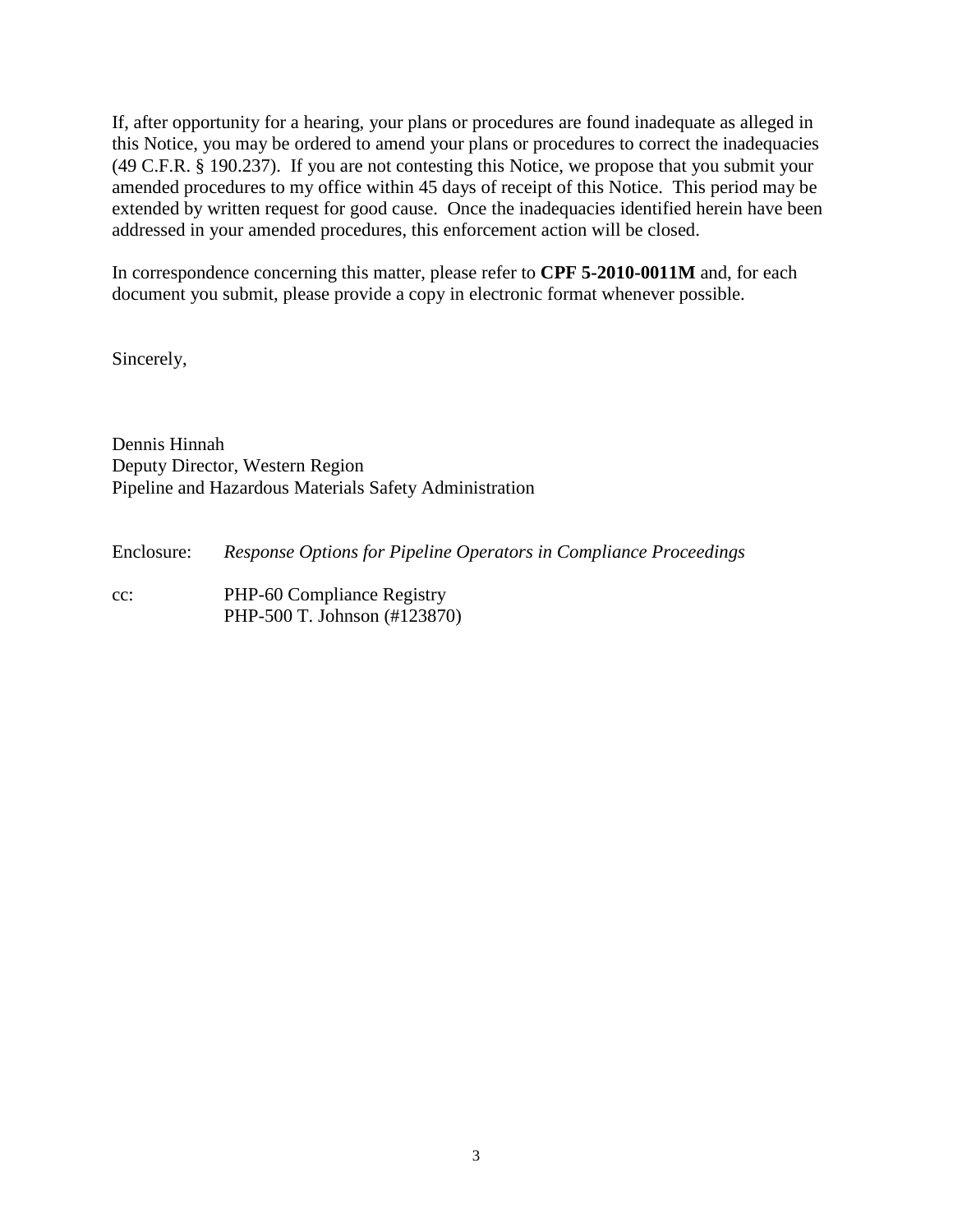If, after opportunity for a hearing, your plans or procedures are found inadequate as alleged in this Notice, you may be ordered to amend your plans or procedures to correct the inadequacies (49 C.F.R. § 190.237). If you are not contesting this Notice, we propose that you submit your amended procedures to my office within 45 days of receipt of this Notice. This period may be extended by written request for good cause. Once the inadequacies identified herein have been addressed in your amended procedures, this enforcement action will be closed.

In correspondence concerning this matter, please refer to **CPF 5-2010-0011M** and, for each document you submit, please provide a copy in electronic format whenever possible.

Sincerely,

Dennis Hinnah
Deputy Director, Western Region
Pipeline and Hazardous Materials Safety Administration

Enclosure: *Response Options for Pipeline Operators in Compliance Proceedings*

cc: PHP-60 Compliance Registry
PHP-500 T. Johnson (#123870)